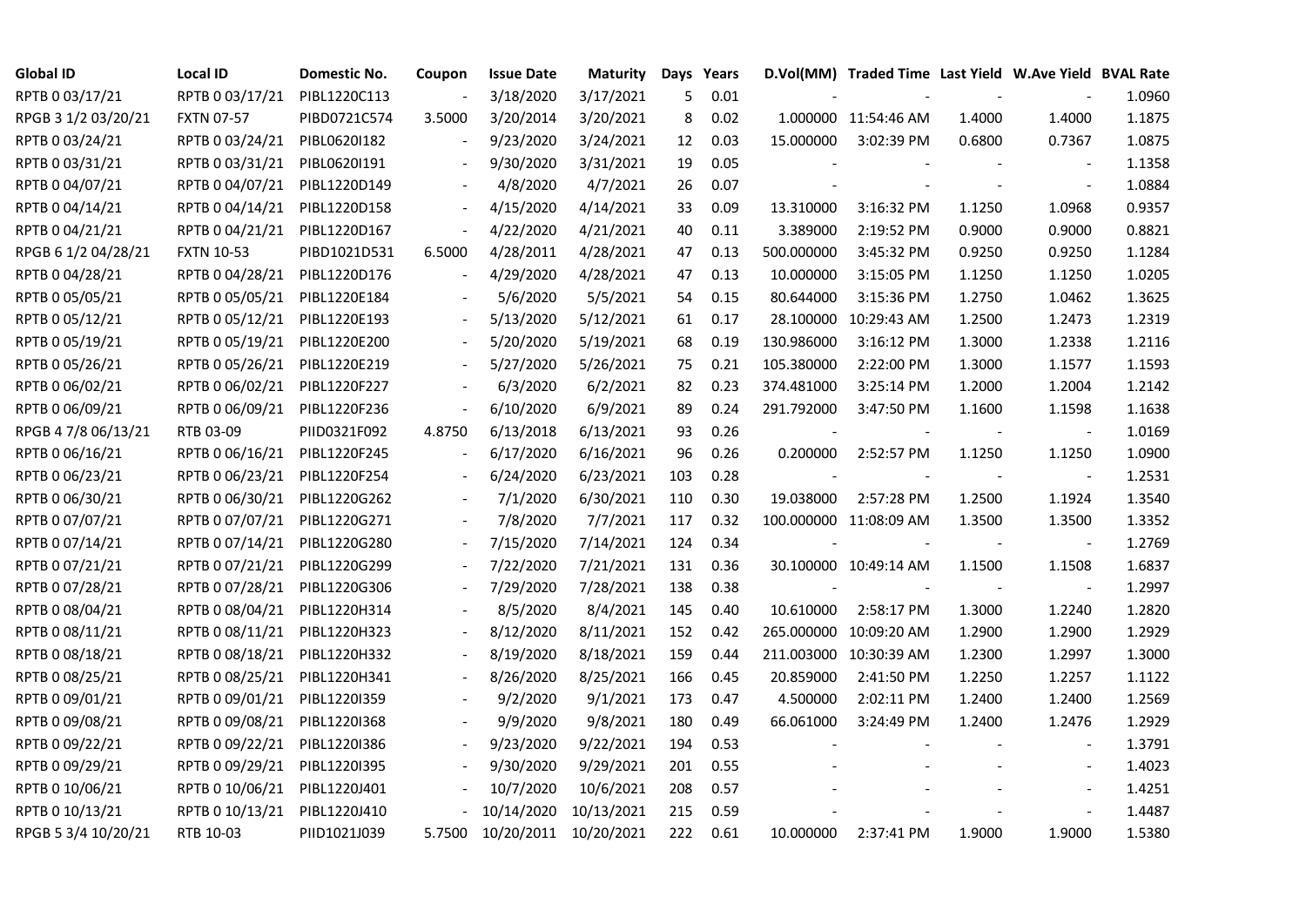| Global ID | Local ID | Domestic No. | Coupon | Issue Date | Maturity | Days | Years | D.Vol(MM) | Traded Time | Last Yield | W.Ave Yield | BVAL Rate |
|---|---|---|---|---|---|---|---|---|---|---|---|---|
| RPTB 0 03/17/21 | RPTB 0 03/17/21 | PIBL1220C113 | - | 3/18/2020 | 3/17/2021 | 5 | 0.01 | - | - | - | - | 1.0960 |
| RPGB 3 1/2 03/20/21 | FXTN 07-57 | PIBD0721C574 | 3.5000 | 3/20/2014 | 3/20/2021 | 8 | 0.02 | 1.000000 | 11:54:46 AM | 1.4000 | 1.4000 | 1.1875 |
| RPTB 0 03/24/21 | RPTB 0 03/24/21 | PIBL0620I182 | - | 9/23/2020 | 3/24/2021 | 12 | 0.03 | 15.000000 | 3:02:39 PM | 0.6800 | 0.7367 | 1.0875 |
| RPTB 0 03/31/21 | RPTB 0 03/31/21 | PIBL0620I191 | - | 9/30/2020 | 3/31/2021 | 19 | 0.05 | - | - | - | - | 1.1358 |
| RPTB 0 04/07/21 | RPTB 0 04/07/21 | PIBL1220D149 | - | 4/8/2020 | 4/7/2021 | 26 | 0.07 | - | - | - | - | 1.0884 |
| RPTB 0 04/14/21 | RPTB 0 04/14/21 | PIBL1220D158 | - | 4/15/2020 | 4/14/2021 | 33 | 0.09 | 13.310000 | 3:16:32 PM | 1.1250 | 1.0968 | 0.9357 |
| RPTB 0 04/21/21 | RPTB 0 04/21/21 | PIBL1220D167 | - | 4/22/2020 | 4/21/2021 | 40 | 0.11 | 3.389000 | 2:19:52 PM | 0.9000 | 0.9000 | 0.8821 |
| RPGB 6 1/2 04/28/21 | FXTN 10-53 | PIBD1021D531 | 6.5000 | 4/28/2011 | 4/28/2021 | 47 | 0.13 | 500.000000 | 3:45:32 PM | 0.9250 | 0.9250 | 1.1284 |
| RPTB 0 04/28/21 | RPTB 0 04/28/21 | PIBL1220D176 | - | 4/29/2020 | 4/28/2021 | 47 | 0.13 | 10.000000 | 3:15:05 PM | 1.1250 | 1.1250 | 1.0205 |
| RPTB 0 05/05/21 | RPTB 0 05/05/21 | PIBL1220E184 | - | 5/6/2020 | 5/5/2021 | 54 | 0.15 | 80.644000 | 3:15:36 PM | 1.2750 | 1.0462 | 1.3625 |
| RPTB 0 05/12/21 | RPTB 0 05/12/21 | PIBL1220E193 | - | 5/13/2020 | 5/12/2021 | 61 | 0.17 | 28.100000 | 10:29:43 AM | 1.2500 | 1.2473 | 1.2319 |
| RPTB 0 05/19/21 | RPTB 0 05/19/21 | PIBL1220E200 | - | 5/20/2020 | 5/19/2021 | 68 | 0.19 | 130.986000 | 3:16:12 PM | 1.3000 | 1.2338 | 1.2116 |
| RPTB 0 05/26/21 | RPTB 0 05/26/21 | PIBL1220E219 | - | 5/27/2020 | 5/26/2021 | 75 | 0.21 | 105.380000 | 2:22:00 PM | 1.3000 | 1.1577 | 1.1593 |
| RPTB 0 06/02/21 | RPTB 0 06/02/21 | PIBL1220F227 | - | 6/3/2020 | 6/2/2021 | 82 | 0.23 | 374.481000 | 3:25:14 PM | 1.2000 | 1.2004 | 1.2142 |
| RPTB 0 06/09/21 | RPTB 0 06/09/21 | PIBL1220F236 | - | 6/10/2020 | 6/9/2021 | 89 | 0.24 | 291.792000 | 3:47:50 PM | 1.1600 | 1.1598 | 1.1638 |
| RPGB 4 7/8 06/13/21 | RTB 03-09 | PIID0321F092 | 4.8750 | 6/13/2018 | 6/13/2021 | 93 | 0.26 | - | - | - | - | 1.0169 |
| RPTB 0 06/16/21 | RPTB 0 06/16/21 | PIBL1220F245 | - | 6/17/2020 | 6/16/2021 | 96 | 0.26 | 0.200000 | 2:52:57 PM | 1.1250 | 1.1250 | 1.0900 |
| RPTB 0 06/23/21 | RPTB 0 06/23/21 | PIBL1220F254 | - | 6/24/2020 | 6/23/2021 | 103 | 0.28 | - | - | - | - | 1.2531 |
| RPTB 0 06/30/21 | RPTB 0 06/30/21 | PIBL1220G262 | - | 7/1/2020 | 6/30/2021 | 110 | 0.30 | 19.038000 | 2:57:28 PM | 1.2500 | 1.1924 | 1.3540 |
| RPTB 0 07/07/21 | RPTB 0 07/07/21 | PIBL1220G271 | - | 7/8/2020 | 7/7/2021 | 117 | 0.32 | 100.000000 | 11:08:09 AM | 1.3500 | 1.3500 | 1.3352 |
| RPTB 0 07/14/21 | RPTB 0 07/14/21 | PIBL1220G280 | - | 7/15/2020 | 7/14/2021 | 124 | 0.34 | - | - | - | - | 1.2769 |
| RPTB 0 07/21/21 | RPTB 0 07/21/21 | PIBL1220G299 | - | 7/22/2020 | 7/21/2021 | 131 | 0.36 | 30.100000 | 10:49:14 AM | 1.1500 | 1.1508 | 1.6837 |
| RPTB 0 07/28/21 | RPTB 0 07/28/21 | PIBL1220G306 | - | 7/29/2020 | 7/28/2021 | 138 | 0.38 | - | - | - | - | 1.2997 |
| RPTB 0 08/04/21 | RPTB 0 08/04/21 | PIBL1220H314 | - | 8/5/2020 | 8/4/2021 | 145 | 0.40 | 10.610000 | 2:58:17 PM | 1.3000 | 1.2240 | 1.2820 |
| RPTB 0 08/11/21 | RPTB 0 08/11/21 | PIBL1220H323 | - | 8/12/2020 | 8/11/2021 | 152 | 0.42 | 265.000000 | 10:09:20 AM | 1.2900 | 1.2900 | 1.2929 |
| RPTB 0 08/18/21 | RPTB 0 08/18/21 | PIBL1220H332 | - | 8/19/2020 | 8/18/2021 | 159 | 0.44 | 211.003000 | 10:30:39 AM | 1.2300 | 1.2997 | 1.3000 |
| RPTB 0 08/25/21 | RPTB 0 08/25/21 | PIBL1220H341 | - | 8/26/2020 | 8/25/2021 | 166 | 0.45 | 20.859000 | 2:41:50 PM | 1.2250 | 1.2257 | 1.1122 |
| RPTB 0 09/01/21 | RPTB 0 09/01/21 | PIBL1220I359 | - | 9/2/2020 | 9/1/2021 | 173 | 0.47 | 4.500000 | 2:02:11 PM | 1.2400 | 1.2400 | 1.2569 |
| RPTB 0 09/08/21 | RPTB 0 09/08/21 | PIBL1220I368 | - | 9/9/2020 | 9/8/2021 | 180 | 0.49 | 66.061000 | 3:24:49 PM | 1.2400 | 1.2476 | 1.2929 |
| RPTB 0 09/22/21 | RPTB 0 09/22/21 | PIBL1220I386 | - | 9/23/2020 | 9/22/2021 | 194 | 0.53 | - | - | - | - | 1.3791 |
| RPTB 0 09/29/21 | RPTB 0 09/29/21 | PIBL1220I395 | - | 9/30/2020 | 9/29/2021 | 201 | 0.55 | - | - | - | - | 1.4023 |
| RPTB 0 10/06/21 | RPTB 0 10/06/21 | PIBL1220J401 | - | 10/7/2020 | 10/6/2021 | 208 | 0.57 | - | - | - | - | 1.4251 |
| RPTB 0 10/13/21 | RPTB 0 10/13/21 | PIBL1220J410 | - | 10/14/2020 | 10/13/2021 | 215 | 0.59 | - | - | - | - | 1.4487 |
| RPGB 5 3/4 10/20/21 | RTB 10-03 | PIID1021J039 | 5.7500 | 10/20/2011 | 10/20/2021 | 222 | 0.61 | 10.000000 | 2:37:41 PM | 1.9000 | 1.9000 | 1.5380 |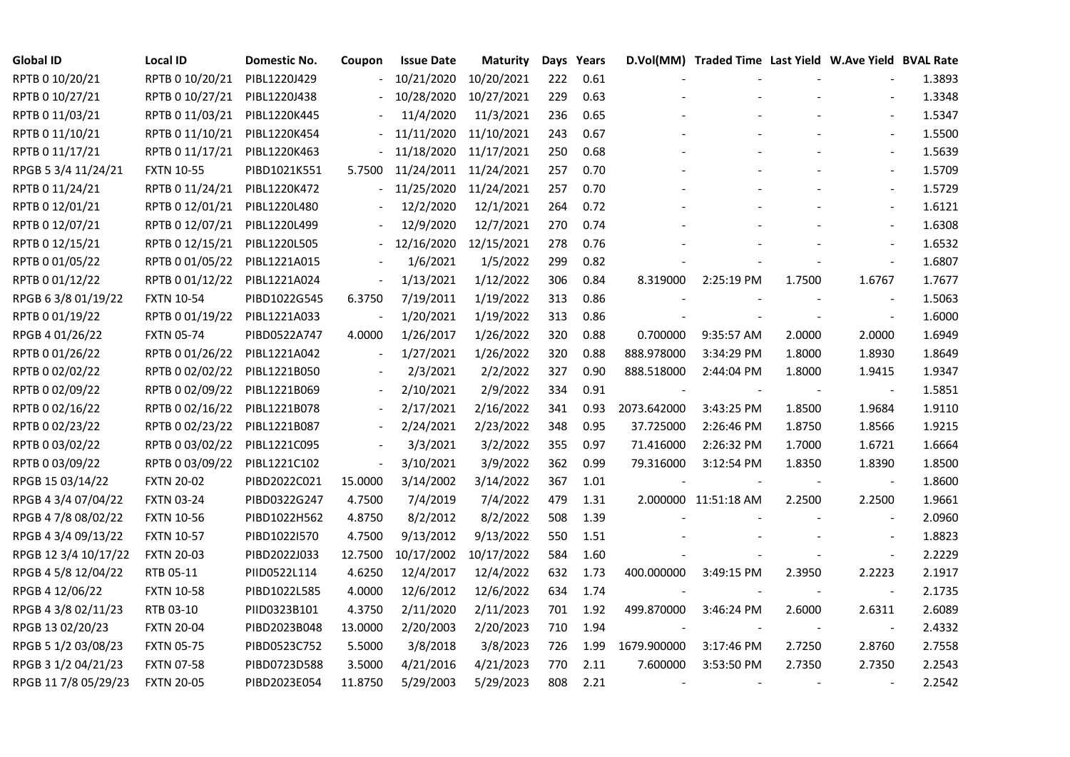| Global ID | Local ID | Domestic No. | Coupon | Issue Date | Maturity | Days | Years | D.Vol(MM) | Traded Time | Last Yield | W.Ave Yield | BVAL Rate |
|---|---|---|---|---|---|---|---|---|---|---|---|---|
| RPTB 0 10/20/21 | RPTB 0 10/20/21 | PIBL1220J429 | - | 10/21/2020 | 10/20/2021 | 222 | 0.61 | - | - | - | - | 1.3893 |
| RPTB 0 10/27/21 | RPTB 0 10/27/21 | PIBL1220J438 | - | 10/28/2020 | 10/27/2021 | 229 | 0.63 | - | - | - | - | 1.3348 |
| RPTB 0 11/03/21 | RPTB 0 11/03/21 | PIBL1220K445 | - | 11/4/2020 | 11/3/2021 | 236 | 0.65 | - | - | - | - | 1.5347 |
| RPTB 0 11/10/21 | RPTB 0 11/10/21 | PIBL1220K454 | - | 11/11/2020 | 11/10/2021 | 243 | 0.67 | - | - | - | - | 1.5500 |
| RPTB 0 11/17/21 | RPTB 0 11/17/21 | PIBL1220K463 | - | 11/18/2020 | 11/17/2021 | 250 | 0.68 | - | - | - | - | 1.5639 |
| RPGB 5 3/4 11/24/21 | FXTN 10-55 | PIBD1021K551 | 5.7500 | 11/24/2011 | 11/24/2021 | 257 | 0.70 | - | - | - | - | 1.5709 |
| RPTB 0 11/24/21 | RPTB 0 11/24/21 | PIBL1220K472 | - | 11/25/2020 | 11/24/2021 | 257 | 0.70 | - | - | - | - | 1.5729 |
| RPTB 0 12/01/21 | RPTB 0 12/01/21 | PIBL1220L480 | - | 12/2/2020 | 12/1/2021 | 264 | 0.72 | - | - | - | - | 1.6121 |
| RPTB 0 12/07/21 | RPTB 0 12/07/21 | PIBL1220L499 | - | 12/9/2020 | 12/7/2021 | 270 | 0.74 | - | - | - | - | 1.6308 |
| RPTB 0 12/15/21 | RPTB 0 12/15/21 | PIBL1220L505 | - | 12/16/2020 | 12/15/2021 | 278 | 0.76 | - | - | - | - | 1.6532 |
| RPTB 0 01/05/22 | RPTB 0 01/05/22 | PIBL1221A015 | - | 1/6/2021 | 1/5/2022 | 299 | 0.82 | - | - | - | - | 1.6807 |
| RPTB 0 01/12/22 | RPTB 0 01/12/22 | PIBL1221A024 | - | 1/13/2021 | 1/12/2022 | 306 | 0.84 | 8.319000 | 2:25:19 PM | 1.7500 | 1.6767 | 1.7677 |
| RPGB 6 3/8 01/19/22 | FXTN 10-54 | PIBD1022G545 | 6.3750 | 7/19/2011 | 1/19/2022 | 313 | 0.86 | - | - | - | - | 1.5063 |
| RPTB 0 01/19/22 | RPTB 0 01/19/22 | PIBL1221A033 | - | 1/20/2021 | 1/19/2022 | 313 | 0.86 | - | - | - | - | 1.6000 |
| RPGB 4 01/26/22 | FXTN 05-74 | PIBD0522A747 | 4.0000 | 1/26/2017 | 1/26/2022 | 320 | 0.88 | 0.700000 | 9:35:57 AM | 2.0000 | 2.0000 | 1.6949 |
| RPTB 0 01/26/22 | RPTB 0 01/26/22 | PIBL1221A042 | - | 1/27/2021 | 1/26/2022 | 320 | 0.88 | 888.978000 | 3:34:29 PM | 1.8000 | 1.8930 | 1.8649 |
| RPTB 0 02/02/22 | RPTB 0 02/02/22 | PIBL1221B050 | - | 2/3/2021 | 2/2/2022 | 327 | 0.90 | 888.518000 | 2:44:04 PM | 1.8000 | 1.9415 | 1.9347 |
| RPTB 0 02/09/22 | RPTB 0 02/09/22 | PIBL1221B069 | - | 2/10/2021 | 2/9/2022 | 334 | 0.91 | - | - | - | - | 1.5851 |
| RPTB 0 02/16/22 | RPTB 0 02/16/22 | PIBL1221B078 | - | 2/17/2021 | 2/16/2022 | 341 | 0.93 | 2073.642000 | 3:43:25 PM | 1.8500 | 1.9684 | 1.9110 |
| RPTB 0 02/23/22 | RPTB 0 02/23/22 | PIBL1221B087 | - | 2/24/2021 | 2/23/2022 | 348 | 0.95 | 37.725000 | 2:26:46 PM | 1.8750 | 1.8566 | 1.9215 |
| RPTB 0 03/02/22 | RPTB 0 03/02/22 | PIBL1221C095 | - | 3/3/2021 | 3/2/2022 | 355 | 0.97 | 71.416000 | 2:26:32 PM | 1.7000 | 1.6721 | 1.6664 |
| RPTB 0 03/09/22 | RPTB 0 03/09/22 | PIBL1221C102 | - | 3/10/2021 | 3/9/2022 | 362 | 0.99 | 79.316000 | 3:12:54 PM | 1.8350 | 1.8390 | 1.8500 |
| RPGB 15 03/14/22 | FXTN 20-02 | PIBD2022C021 | 15.0000 | 3/14/2002 | 3/14/2022 | 367 | 1.01 | - | - | - | - | 1.8600 |
| RPGB 4 3/4 07/04/22 | FXTN 03-24 | PIBD0322G247 | 4.7500 | 7/4/2019 | 7/4/2022 | 479 | 1.31 | 2.000000 | 11:51:18 AM | 2.2500 | 2.2500 | 1.9661 |
| RPGB 4 7/8 08/02/22 | FXTN 10-56 | PIBD1022H562 | 4.8750 | 8/2/2012 | 8/2/2022 | 508 | 1.39 | - | - | - | - | 2.0960 |
| RPGB 4 3/4 09/13/22 | FXTN 10-57 | PIBD1022I570 | 4.7500 | 9/13/2012 | 9/13/2022 | 550 | 1.51 | - | - | - | - | 1.8823 |
| RPGB 12 3/4 10/17/22 | FXTN 20-03 | PIBD2022J033 | 12.7500 | 10/17/2002 | 10/17/2022 | 584 | 1.60 | - | - | - | - | 2.2229 |
| RPGB 4 5/8 12/04/22 | RTB 05-11 | PIID0522L114 | 4.6250 | 12/4/2017 | 12/4/2022 | 632 | 1.73 | 400.000000 | 3:49:15 PM | 2.3950 | 2.2223 | 2.1917 |
| RPGB 4 12/06/22 | FXTN 10-58 | PIBD1022L585 | 4.0000 | 12/6/2012 | 12/6/2022 | 634 | 1.74 | - | - | - | - | 2.1735 |
| RPGB 4 3/8 02/11/23 | RTB 03-10 | PIID0323B101 | 4.3750 | 2/11/2020 | 2/11/2023 | 701 | 1.92 | 499.870000 | 3:46:24 PM | 2.6000 | 2.6311 | 2.6089 |
| RPGB 13 02/20/23 | FXTN 20-04 | PIBD2023B048 | 13.0000 | 2/20/2003 | 2/20/2023 | 710 | 1.94 | - | - | - | - | 2.4332 |
| RPGB 5 1/2 03/08/23 | FXTN 05-75 | PIBD0523C752 | 5.5000 | 3/8/2018 | 3/8/2023 | 726 | 1.99 | 1679.900000 | 3:17:46 PM | 2.7250 | 2.8760 | 2.7558 |
| RPGB 3 1/2 04/21/23 | FXTN 07-58 | PIBD0723D588 | 3.5000 | 4/21/2016 | 4/21/2023 | 770 | 2.11 | 7.600000 | 3:53:50 PM | 2.7350 | 2.7350 | 2.2543 |
| RPGB 11 7/8 05/29/23 | FXTN 20-05 | PIBD2023E054 | 11.8750 | 5/29/2003 | 5/29/2023 | 808 | 2.21 | - | - | - | - | 2.2542 |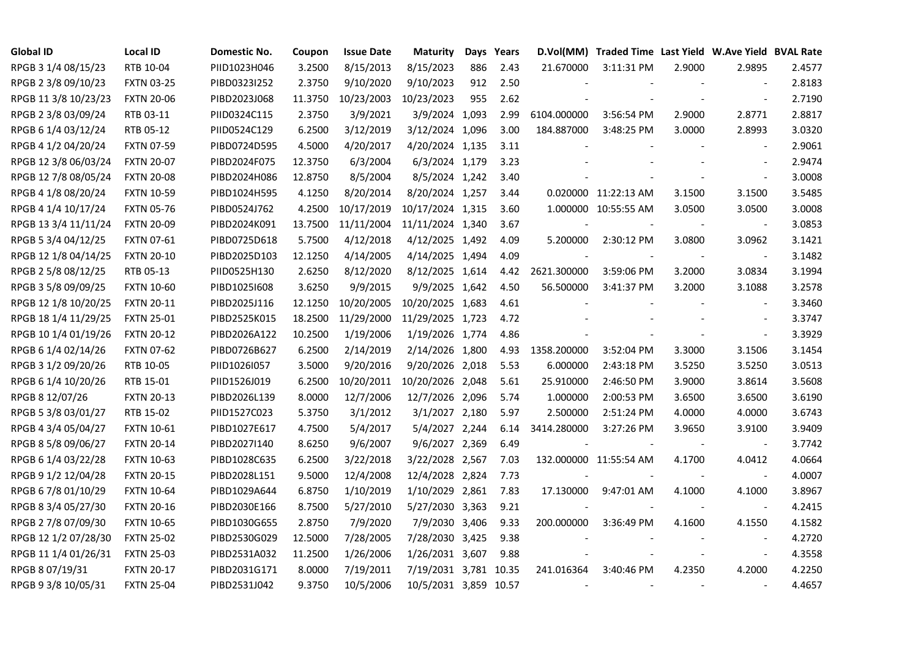| Global ID | Local ID | Domestic No. | Coupon | Issue Date | Maturity | Days | Years | D.Vol(MM) | Traded Time | Last Yield | W.Ave Yield | BVAL Rate |
|---|---|---|---|---|---|---|---|---|---|---|---|---|
| RPGB 3 1/4 08/15/23 | RTB 10-04 | PIID1023H046 | 3.2500 | 8/15/2013 | 8/15/2023 | 886 | 2.43 | 21.670000 | 3:11:31 PM | 2.9000 | 2.9895 | 2.4577 |
| RPGB 2 3/8 09/10/23 | FXTN 03-25 | PIBD0323I252 | 2.3750 | 9/10/2020 | 9/10/2023 | 912 | 2.50 | - | - | - | - | 2.8183 |
| RPGB 11 3/8 10/23/23 | FXTN 20-06 | PIBD2023J068 | 11.3750 | 10/23/2003 | 10/23/2023 | 955 | 2.62 | - | - | - | - | 2.7190 |
| RPGB 2 3/8 03/09/24 | RTB 03-11 | PIID0324C115 | 2.3750 | 3/9/2021 | 3/9/2024 | 1,093 | 2.99 | 6104.000000 | 3:56:54 PM | 2.9000 | 2.8771 | 2.8817 |
| RPGB 6 1/4 03/12/24 | RTB 05-12 | PIID0524C129 | 6.2500 | 3/12/2019 | 3/12/2024 | 1,096 | 3.00 | 184.887000 | 3:48:25 PM | 3.0000 | 2.8993 | 3.0320 |
| RPGB 4 1/2 04/20/24 | FXTN 07-59 | PIBD0724D595 | 4.5000 | 4/20/2017 | 4/20/2024 | 1,135 | 3.11 | - | - | - | - | 2.9061 |
| RPGB 12 3/8 06/03/24 | FXTN 20-07 | PIBD2024F075 | 12.3750 | 6/3/2004 | 6/3/2024 | 1,179 | 3.23 | - | - | - | - | 2.9474 |
| RPGB 12 7/8 08/05/24 | FXTN 20-08 | PIBD2024H086 | 12.8750 | 8/5/2004 | 8/5/2024 | 1,242 | 3.40 | - | - | - | - | 3.0008 |
| RPGB 4 1/8 08/20/24 | FXTN 10-59 | PIBD1024H595 | 4.1250 | 8/20/2014 | 8/20/2024 | 1,257 | 3.44 | 0.020000 | 11:22:13 AM | 3.1500 | 3.1500 | 3.5485 |
| RPGB 4 1/4 10/17/24 | FXTN 05-76 | PIBD0524J762 | 4.2500 | 10/17/2019 | 10/17/2024 | 1,315 | 3.60 | 1.000000 | 10:55:55 AM | 3.0500 | 3.0500 | 3.0008 |
| RPGB 13 3/4 11/11/24 | FXTN 20-09 | PIBD2024K091 | 13.7500 | 11/11/2004 | 11/11/2024 | 1,340 | 3.67 | - | - | - | - | 3.0853 |
| RPGB 5 3/4 04/12/25 | FXTN 07-61 | PIBD0725D618 | 5.7500 | 4/12/2018 | 4/12/2025 | 1,492 | 4.09 | 5.200000 | 2:30:12 PM | 3.0800 | 3.0962 | 3.1421 |
| RPGB 12 1/8 04/14/25 | FXTN 20-10 | PIBD2025D103 | 12.1250 | 4/14/2005 | 4/14/2025 | 1,494 | 4.09 | - | - | - | - | 3.1482 |
| RPGB 2 5/8 08/12/25 | RTB 05-13 | PIID0525H130 | 2.6250 | 8/12/2020 | 8/12/2025 | 1,614 | 4.42 | 2621.300000 | 3:59:06 PM | 3.2000 | 3.0834 | 3.1994 |
| RPGB 3 5/8 09/09/25 | FXTN 10-60 | PIBD1025I608 | 3.6250 | 9/9/2015 | 9/9/2025 | 1,642 | 4.50 | 56.500000 | 3:41:37 PM | 3.2000 | 3.1088 | 3.2578 |
| RPGB 12 1/8 10/20/25 | FXTN 20-11 | PIBD2025J116 | 12.1250 | 10/20/2005 | 10/20/2025 | 1,683 | 4.61 | - | - | - | - | 3.3460 |
| RPGB 18 1/4 11/29/25 | FXTN 25-01 | PIBD2525K015 | 18.2500 | 11/29/2000 | 11/29/2025 | 1,723 | 4.72 | - | - | - | - | 3.3747 |
| RPGB 10 1/4 01/19/26 | FXTN 20-12 | PIBD2026A122 | 10.2500 | 1/19/2006 | 1/19/2026 | 1,774 | 4.86 | - | - | - | - | 3.3929 |
| RPGB 6 1/4 02/14/26 | FXTN 07-62 | PIBD0726B627 | 6.2500 | 2/14/2019 | 2/14/2026 | 1,800 | 4.93 | 1358.200000 | 3:52:04 PM | 3.3000 | 3.1506 | 3.1454 |
| RPGB 3 1/2 09/20/26 | RTB 10-05 | PIID1026I057 | 3.5000 | 9/20/2016 | 9/20/2026 | 2,018 | 5.53 | 6.000000 | 2:43:18 PM | 3.5250 | 3.5250 | 3.0513 |
| RPGB 6 1/4 10/20/26 | RTB 15-01 | PIID1526J019 | 6.2500 | 10/20/2011 | 10/20/2026 | 2,048 | 5.61 | 25.910000 | 2:46:50 PM | 3.9000 | 3.8614 | 3.5608 |
| RPGB 8 12/07/26 | FXTN 20-13 | PIBD2026L139 | 8.0000 | 12/7/2006 | 12/7/2026 | 2,096 | 5.74 | 1.000000 | 2:00:53 PM | 3.6500 | 3.6500 | 3.6190 |
| RPGB 5 3/8 03/01/27 | RTB 15-02 | PIID1527C023 | 5.3750 | 3/1/2012 | 3/1/2027 | 2,180 | 5.97 | 2.500000 | 2:51:24 PM | 4.0000 | 4.0000 | 3.6743 |
| RPGB 4 3/4 05/04/27 | FXTN 10-61 | PIBD1027E617 | 4.7500 | 5/4/2017 | 5/4/2027 | 2,244 | 6.14 | 3414.280000 | 3:27:26 PM | 3.9650 | 3.9100 | 3.9409 |
| RPGB 8 5/8 09/06/27 | FXTN 20-14 | PIBD2027I140 | 8.6250 | 9/6/2007 | 9/6/2027 | 2,369 | 6.49 | - | - | - | - | 3.7742 |
| RPGB 6 1/4 03/22/28 | FXTN 10-63 | PIBD1028C635 | 6.2500 | 3/22/2018 | 3/22/2028 | 2,567 | 7.03 | 132.000000 | 11:55:54 AM | 4.1700 | 4.0412 | 4.0664 |
| RPGB 9 1/2 12/04/28 | FXTN 20-15 | PIBD2028L151 | 9.5000 | 12/4/2008 | 12/4/2028 | 2,824 | 7.73 | - | - | - | - | 4.0007 |
| RPGB 6 7/8 01/10/29 | FXTN 10-64 | PIBD1029A644 | 6.8750 | 1/10/2019 | 1/10/2029 | 2,861 | 7.83 | 17.130000 | 9:47:01 AM | 4.1000 | 4.1000 | 3.8967 |
| RPGB 8 3/4 05/27/30 | FXTN 20-16 | PIBD2030E166 | 8.7500 | 5/27/2010 | 5/27/2030 | 3,363 | 9.21 | - | - | - | - | 4.2415 |
| RPGB 2 7/8 07/09/30 | FXTN 10-65 | PIBD1030G655 | 2.8750 | 7/9/2020 | 7/9/2030 | 3,406 | 9.33 | 200.000000 | 3:36:49 PM | 4.1600 | 4.1550 | 4.1582 |
| RPGB 12 1/2 07/28/30 | FXTN 25-02 | PIBD2530G029 | 12.5000 | 7/28/2005 | 7/28/2030 | 3,425 | 9.38 | - | - | - | - | 4.2720 |
| RPGB 11 1/4 01/26/31 | FXTN 25-03 | PIBD2531A032 | 11.2500 | 1/26/2006 | 1/26/2031 | 3,607 | 9.88 | - | - | - | - | 4.3558 |
| RPGB 8 07/19/31 | FXTN 20-17 | PIBD2031G171 | 8.0000 | 7/19/2011 | 7/19/2031 | 3,781 | 10.35 | 241.016364 | 3:40:46 PM | 4.2350 | 4.2000 | 4.2250 |
| RPGB 9 3/8 10/05/31 | FXTN 25-04 | PIBD2531J042 | 9.3750 | 10/5/2006 | 10/5/2031 | 3,859 | 10.57 | - | - | - | - | 4.4657 |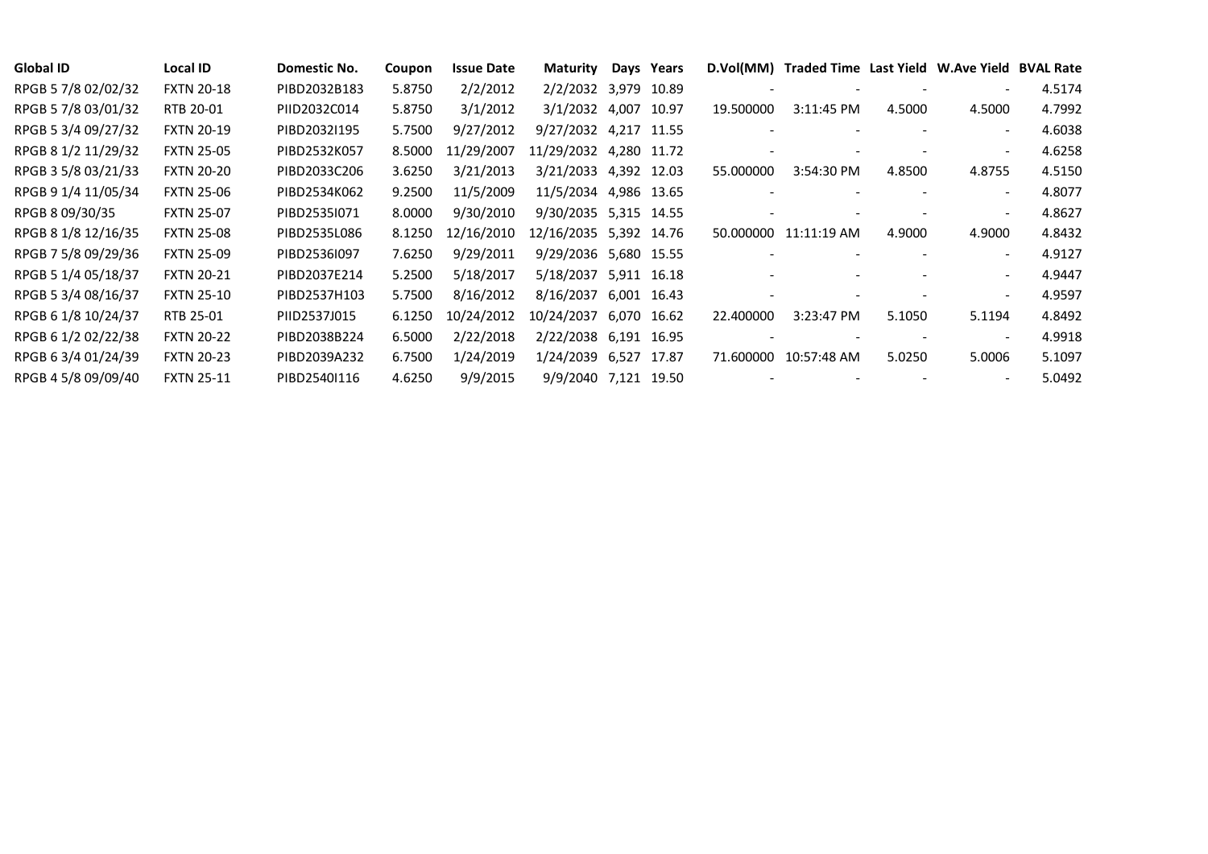| Global ID | Local ID | Domestic No. | Coupon | Issue Date | Maturity | Days | Years | D.Vol(MM) | Traded Time | Last Yield | W.Ave Yield | BVAL Rate |
|---|---|---|---|---|---|---|---|---|---|---|---|---|
| RPGB 5 7/8 02/02/32 | FXTN 20-18 | PIBD2032B183 | 5.8750 | 2/2/2012 | 2/2/2032 | 3,979 | 10.89 | - | - | - | - | 4.5174 |
| RPGB 5 7/8 03/01/32 | RTB 20-01 | PIID2032C014 | 5.8750 | 3/1/2012 | 3/1/2032 | 4,007 | 10.97 | 19.500000 | 3:11:45 PM | 4.5000 | 4.5000 | 4.7992 |
| RPGB 5 3/4 09/27/32 | FXTN 20-19 | PIBD2032I195 | 5.7500 | 9/27/2012 | 9/27/2032 | 4,217 | 11.55 | - | - | - | - | 4.6038 |
| RPGB 8 1/2 11/29/32 | FXTN 25-05 | PIBD2532K057 | 8.5000 | 11/29/2007 | 11/29/2032 | 4,280 | 11.72 | - | - | - | - | 4.6258 |
| RPGB 3 5/8 03/21/33 | FXTN 20-20 | PIBD2033C206 | 3.6250 | 3/21/2013 | 3/21/2033 | 4,392 | 12.03 | 55.000000 | 3:54:30 PM | 4.8500 | 4.8755 | 4.5150 |
| RPGB 9 1/4 11/05/34 | FXTN 25-06 | PIBD2534K062 | 9.2500 | 11/5/2009 | 11/5/2034 | 4,986 | 13.65 | - | - | - | - | 4.8077 |
| RPGB 8 09/30/35 | FXTN 25-07 | PIBD2535I071 | 8.0000 | 9/30/2010 | 9/30/2035 | 5,315 | 14.55 | - | - | - | - | 4.8627 |
| RPGB 8 1/8 12/16/35 | FXTN 25-08 | PIBD2535L086 | 8.1250 | 12/16/2010 | 12/16/2035 | 5,392 | 14.76 | 50.000000 | 11:11:19 AM | 4.9000 | 4.9000 | 4.8432 |
| RPGB 7 5/8 09/29/36 | FXTN 25-09 | PIBD2536I097 | 7.6250 | 9/29/2011 | 9/29/2036 | 5,680 | 15.55 | - | - | - | - | 4.9127 |
| RPGB 5 1/4 05/18/37 | FXTN 20-21 | PIBD2037E214 | 5.2500 | 5/18/2017 | 5/18/2037 | 5,911 | 16.18 | - | - | - | - | 4.9447 |
| RPGB 5 3/4 08/16/37 | FXTN 25-10 | PIBD2537H103 | 5.7500 | 8/16/2012 | 8/16/2037 | 6,001 | 16.43 | - | - | - | - | 4.9597 |
| RPGB 6 1/8 10/24/37 | RTB 25-01 | PIID2537J015 | 6.1250 | 10/24/2012 | 10/24/2037 | 6,070 | 16.62 | 22.400000 | 3:23:47 PM | 5.1050 | 5.1194 | 4.8492 |
| RPGB 6 1/2 02/22/38 | FXTN 20-22 | PIBD2038B224 | 6.5000 | 2/22/2018 | 2/22/2038 | 6,191 | 16.95 | - | - | - | - | 4.9918 |
| RPGB 6 3/4 01/24/39 | FXTN 20-23 | PIBD2039A232 | 6.7500 | 1/24/2019 | 1/24/2039 | 6,527 | 17.87 | 71.600000 | 10:57:48 AM | 5.0250 | 5.0006 | 5.1097 |
| RPGB 4 5/8 09/09/40 | FXTN 25-11 | PIBD2540I116 | 4.6250 | 9/9/2015 | 9/9/2040 | 7,121 | 19.50 | - | - | - | - | 5.0492 |